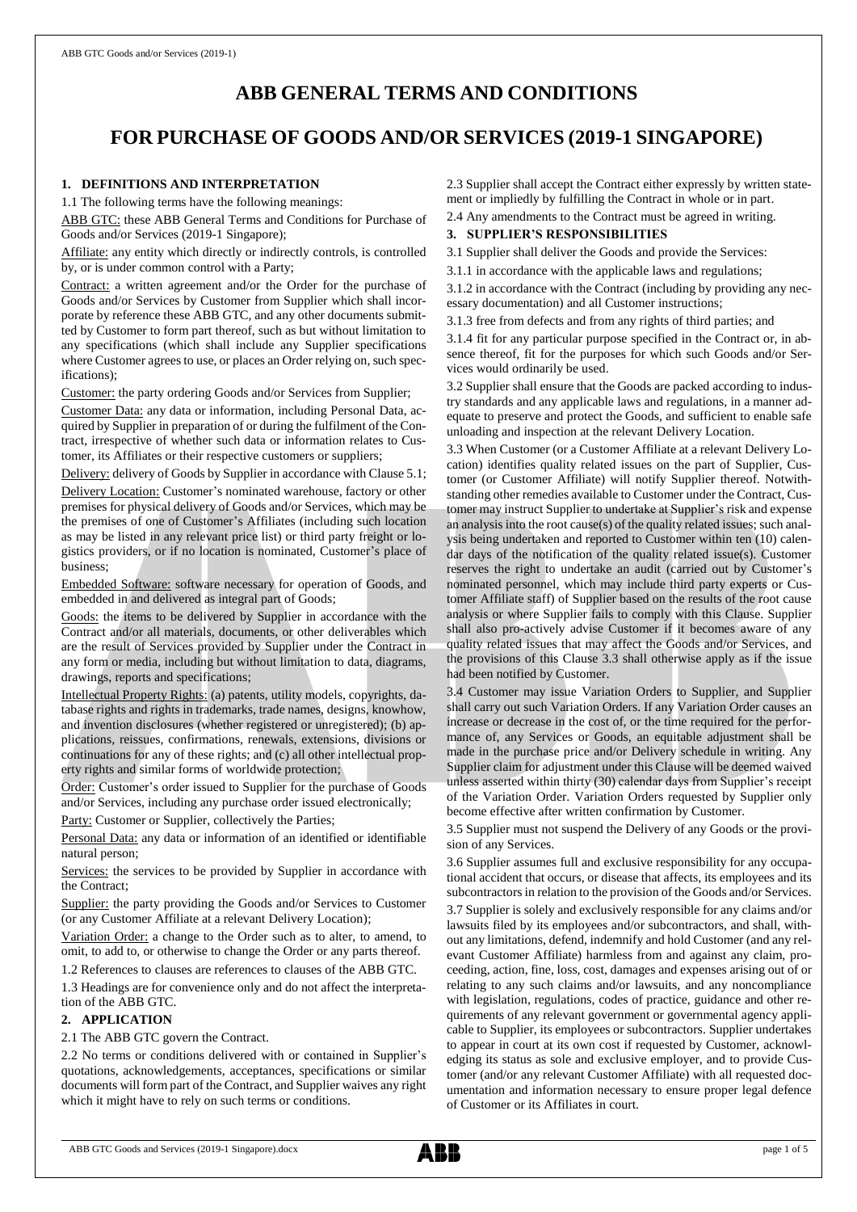# ABB GENERAL TERMS AND CONDITIONS

# FOR PURCHASE OF GOODS AND/OR SERVICES (2019-1 SINGAPORE)

## 1. DEFINITIONS AND INTERPRETATION

1.1 The following terms have the following meanings:

ABB GTC: these ABB General Terms and Conditions for Purchase of Goods and/or Services (2019-1 Singapore);

Affiliate: any entity which directly or indirectly controls, is controlled by, or is under common control with a Party;

Contract: a written agreement and/or the Order for the purchase of Goods and/or Services by Customer from Supplier which shall incorporate by reference these ABB GTC, and any other documents submitted by Customer to form part thereof, such as but without limitation to any specifications (which shall include any Supplier specifications where Customer agrees to use, or places an Order relying on, such specifications);

Customer: the party ordering Goods and/or Services from Supplier;

Customer Data: any data or information, including Personal Data, acquired by Supplier in preparation of or during the fulfilment of the Contract, irrespective of whether such data or information relates to Customer, its Affiliates or their respective customers or suppliers;

Delivery: delivery of Goods by Supplier in accordance with Clause 5.1;

Delivery Location: Customer's nominated warehouse, factory or other premises for physical delivery of Goods and/or Services, which may be the premises of one of Customer's Affiliates (including such location as may be listed in any relevant price list) or third party freight or logistics providers, or if no location is nominated, Customer's place of business;

Embedded Software: software necessary for operation of Goods, and embedded in and delivered as integral part of Goods;

Goods: the items to be delivered by Supplier in accordance with the Contract and/or all materials, documents, or other deliverables which are the result of Services provided by Supplier under the Contract in any form or media, including but without limitation to data, diagrams, drawings, reports and specifications;

Intellectual Property Rights: (a) patents, utility models, copyrights, database rights and rights in trademarks, trade names, designs, knowhow, and invention disclosures (whether registered or unregistered); (b) applications, reissues, confirmations, renewals, extensions, divisions or continuations for any of these rights; and (c) all other intellectual property rights and similar forms of worldwide protection;

Order: Customer's order issued to Supplier for the purchase of Goods and/or Services, including any purchase order issued electronically;

Party: Customer or Supplier, collectively the Parties;

Personal Data: any data or information of an identified or identifiable natural person;

Services: the services to be provided by Supplier in accordance with the Contract;

Supplier: the party providing the Goods and/or Services to Customer (or any Customer Affiliate at a relevant Delivery Location);

Variation Order: a change to the Order such as to alter, to amend, to omit, to add to, or otherwise to change the Order or any parts thereof.

1.2 References to clauses are references to clauses of the ABB GTC.

1.3 Headings are for convenience only and do not affect the interpretation of the ABB GTC.

## 2. APPLICATION

2.1 The ABB GTC govern the Contract.

2.2 No terms or conditions delivered with or contained in Supplier's quotations, acknowledgements, acceptances, specifications or similar documents will form part of the Contract, and Supplier waives any right which it might have to rely on such terms or conditions.

2.3 Supplier shall accept the Contract either expressly by written statement or impliedly by fulfilling the Contract in whole or in part.

2.4 Any amendments to the Contract must be agreed in writing.

## 3. SUPPLIER'S RESPONSIBILITIES

3.1 Supplier shall deliver the Goods and provide the Services:

3.1.1 in accordance with the applicable laws and regulations;

3.1.2 in accordance with the Contract (including by providing any necessary documentation) and all Customer instructions;

3.1.3 free from defects and from any rights of third parties; and

3.1.4 fit for any particular purpose specified in the Contract or, in absence thereof, fit for the purposes for which such Goods and/or Services would ordinarily be used.

3.2 Supplier shall ensure that the Goods are packed according to industry standards and any applicable laws and regulations, in a manner adequate to preserve and protect the Goods, and sufficient to enable safe unloading and inspection at the relevant Delivery Location.

3.3 When Customer (or a Customer Affiliate at a relevant Delivery Location) identifies quality related issues on the part of Supplier, Customer (or Customer Affiliate) will notify Supplier thereof. Notwithstanding other remedies available to Customer under the Contract, Customer may instruct Supplier to undertake at Supplier's risk and expense an analysis into the root cause(s) of the quality related issues; such analysis being undertaken and reported to Customer within ten (10) calendar days of the notification of the quality related issue(s). Customer reserves the right to undertake an audit (carried out by Customer's nominated personnel, which may include third party experts or Customer Affiliate staff) of Supplier based on the results of the root cause analysis or where Supplier fails to comply with this Clause. Supplier shall also pro-actively advise Customer if it becomes aware of any quality related issues that may affect the Goods and/or Services, and the provisions of this Clause 3.3 shall otherwise apply as if the issue had been notified by Customer.

3.4 Customer may issue Variation Orders to Supplier, and Supplier shall carry out such Variation Orders. If any Variation Order causes an increase or decrease in the cost of, or the time required for the performance of, any Services or Goods, an equitable adjustment shall be made in the purchase price and/or Delivery schedule in writing. Any Supplier claim for adjustment under this Clause will be deemed waived unless asserted within thirty (30) calendar days from Supplier's receipt of the Variation Order. Variation Orders requested by Supplier only become effective after written confirmation by Customer.

3.5 Supplier must not suspend the Delivery of any Goods or the provision of any Services.

3.6 Supplier assumes full and exclusive responsibility for any occupational accident that occurs, or disease that affects, its employees and its subcontractors in relation to the provision of the Goods and/or Services.

3.7 Supplier is solely and exclusively responsible for any claims and/or lawsuits filed by its employees and/or subcontractors, and shall, without any limitations, defend, indemnify and hold Customer (and any relevant Customer Affiliate) harmless from and against any claim, proceeding, action, fine, loss, cost, damages and expenses arising out of or relating to any such claims and/or lawsuits, and any noncompliance with legislation, regulations, codes of practice, guidance and other requirements of any relevant government or governmental agency applicable to Supplier, its employees or subcontractors. Supplier undertakes to appear in court at its own cost if requested by Customer, acknowledging its status as sole and exclusive employer, and to provide Customer (and/or any relevant Customer Affiliate) with all requested documentation and information necessary to ensure proper legal defence of Customer or its Affiliates in court.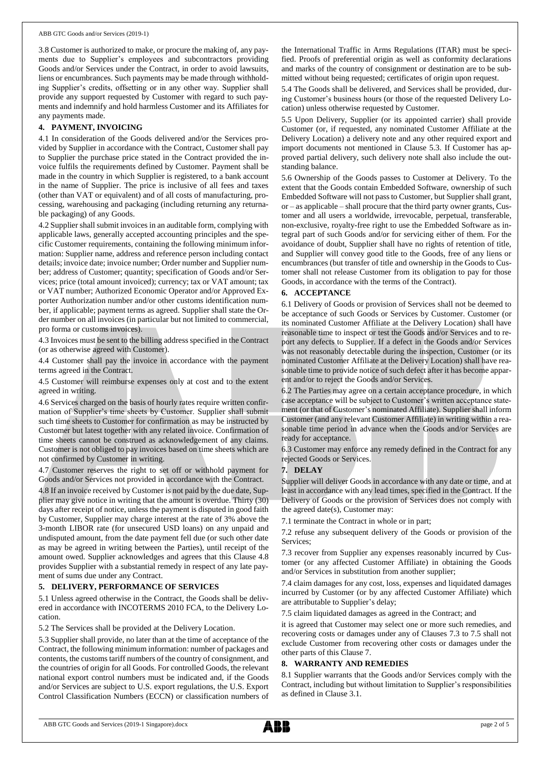3.8 Customer is authorized to make, or procure the making of, any payments due to Supplier's employees and subcontractors providing Goods and/or Services under the Contract, in order to avoid lawsuits, liens or encumbrances. Such payments may be made through withholding Supplier's credits, offsetting or in any other way. Supplier shall provide any support requested by Customer with regard to such payments and indemnify and hold harmless Customer and its Affiliates for any payments made.

## 4. PAYMENT, INVOICING

4.1 In consideration of the Goods delivered and/or the Services provided by Supplier in accordance with the Contract, Customer shall pay to Supplier the purchase price stated in the Contract provided the invoice fulfils the requirements defined by Customer. Payment shall be made in the country in which Supplier is registered, to a bank account in the name of Supplier. The price is inclusive of all fees and taxes (other than VAT or equivalent) and of all costs of manufacturing, processing, warehousing and packaging (including returning any returnable packaging) of any Goods.

4.2 Supplier shall submit invoices in an auditable form, complying with applicable laws, generally accepted accounting principles and the specific Customer requirements, containing the following minimum information: Supplier name, address and reference person including contact details; invoice date; invoice number; Order number and Supplier number; address of Customer; quantity; specification of Goods and/or Services; price (total amount invoiced); currency; tax or VAT amount; tax or VAT number; Authorized Economic Operator and/or Approved Exporter Authorization number and/or other customs identification number, if applicable; payment terms as agreed. Supplier shall state the Order number on all invoices (in particular but not limited to commercial, pro forma or customs invoices).

4.3 Invoices must be sent to the billing address specified in the Contract (or as otherwise agreed with Customer).

4.4 Customer shall pay the invoice in accordance with the payment terms agreed in the Contract.

4.5 Customer will reimburse expenses only at cost and to the extent agreed in writing.

4.6 Services charged on the basis of hourly rates require written confirmation of Supplier's time sheets by Customer. Supplier shall submit such time sheets to Customer for confirmation as may be instructed by Customer but latest together with any related invoice. Confirmation of time sheets cannot be construed as acknowledgement of any claims. Customer is not obliged to pay invoices based on time sheets which are not confirmed by Customer in writing.

4.7 Customer reserves the right to set off or withhold payment for Goods and/or Services not provided in accordance with the Contract.

4.8 If an invoice received by Customer is not paid by the due date, Supplier may give notice in writing that the amount is overdue. Thirty (30) days after receipt of notice, unless the payment is disputed in good faith by Customer, Supplier may charge interest at the rate of 3% above the 3-month LIBOR rate (for unsecured USD loans) on any unpaid and undisputed amount, from the date payment fell due (or such other date as may be agreed in writing between the Parties), until receipt of the amount owed. Supplier acknowledges and agrees that this Clause 4.8 provides Supplier with a substantial remedy in respect of any late payment of sums due under any Contract.

## 5. DELIVERY, PERFORMANCE OF SERVICES

5.1 Unless agreed otherwise in the Contract, the Goods shall be delivered in accordance with INCOTERMS 2010 FCA, to the Delivery Location.

5.2 The Services shall be provided at the Delivery Location.

5.3 Supplier shall provide, no later than at the time of acceptance of the Contract, the following minimum information: number of packages and contents, the customs tariff numbers of the country of consignment, and the countries of origin for all Goods. For controlled Goods, the relevant national export control numbers must be indicated and, if the Goods and/or Services are subject to U.S. export regulations, the U.S. Export Control Classification Numbers (ECCN) or classification numbers of the International Traffic in Arms Regulations (ITAR) must be specified. Proofs of preferential origin as well as conformity declarations and marks of the country of consignment or destination are to be submitted without being requested; certificates of origin upon request.

5.4 The Goods shall be delivered, and Services shall be provided, during Customer's business hours (or those of the requested Delivery Location) unless otherwise requested by Customer.

5.5 Upon Delivery, Supplier (or its appointed carrier) shall provide Customer (or, if requested, any nominated Customer Affiliate at the Delivery Location) a delivery note and any other required export and import documents not mentioned in Clause 5.3. If Customer has approved partial delivery, such delivery note shall also include the outstanding balance.

5.6 Ownership of the Goods passes to Customer at Delivery. To the extent that the Goods contain Embedded Software, ownership of such Embedded Software will not pass to Customer, but Supplier shall grant, or – as applicable – shall procure that the third party owner grants, Customer and all users a worldwide, irrevocable, perpetual, transferable, non-exclusive, royalty-free right to use the Embedded Software as integral part of such Goods and/or for servicing either of them. For the avoidance of doubt, Supplier shall have no rights of retention of title, and Supplier will convey good title to the Goods, free of any liens or encumbrances (but transfer of title and ownership in the Goods to Customer shall not release Customer from its obligation to pay for those Goods, in accordance with the terms of the Contract).

## 6. ACCEPTANCE

6.1 Delivery of Goods or provision of Services shall not be deemed to be acceptance of such Goods or Services by Customer. Customer (or its nominated Customer Affiliate at the Delivery Location) shall have reasonable time to inspect or test the Goods and/or Services and to report any defects to Supplier. If a defect in the Goods and/or Services was not reasonably detectable during the inspection, Customer (or its nominated Customer Affiliate at the Delivery Location) shall have reasonable time to provide notice of such defect after it has become apparent and/or to reject the Goods and/or Services.

6.2 The Parties may agree on a certain acceptance procedure, in which case acceptance will be subject to Customer's written acceptance statement (or that of Customer's nominated Affiliate). Supplier shall inform Customer (and any relevant Customer Affiliate) in writing within a reasonable time period in advance when the Goods and/or Services are ready for acceptance.

6.3 Customer may enforce any remedy defined in the Contract for any rejected Goods or Services.

## 7. DELAY

Supplier will deliver Goods in accordance with any date or time, and at least in accordance with any lead times, specified in the Contract. If the Delivery of Goods or the provision of Services does not comply with the agreed date(s), Customer may:

7.1 terminate the Contract in whole or in part;

7.2 refuse any subsequent delivery of the Goods or provision of the Services;

7.3 recover from Supplier any expenses reasonably incurred by Customer (or any affected Customer Affiliate) in obtaining the Goods and/or Services in substitution from another supplier;

7.4 claim damages for any cost, loss, expenses and liquidated damages incurred by Customer (or by any affected Customer Affiliate) which are attributable to Supplier's delay;

7.5 claim liquidated damages as agreed in the Contract; and

it is agreed that Customer may select one or more such remedies, and recovering costs or damages under any of Clauses 7.3 to 7.5 shall not exclude Customer from recovering other costs or damages under the other parts of this Clause 7.

## 8. WARRANTY AND REMEDIES

8.1 Supplier warrants that the Goods and/or Services comply with the Contract, including but without limitation to Supplier's responsibilities as defined in Clause 3.1.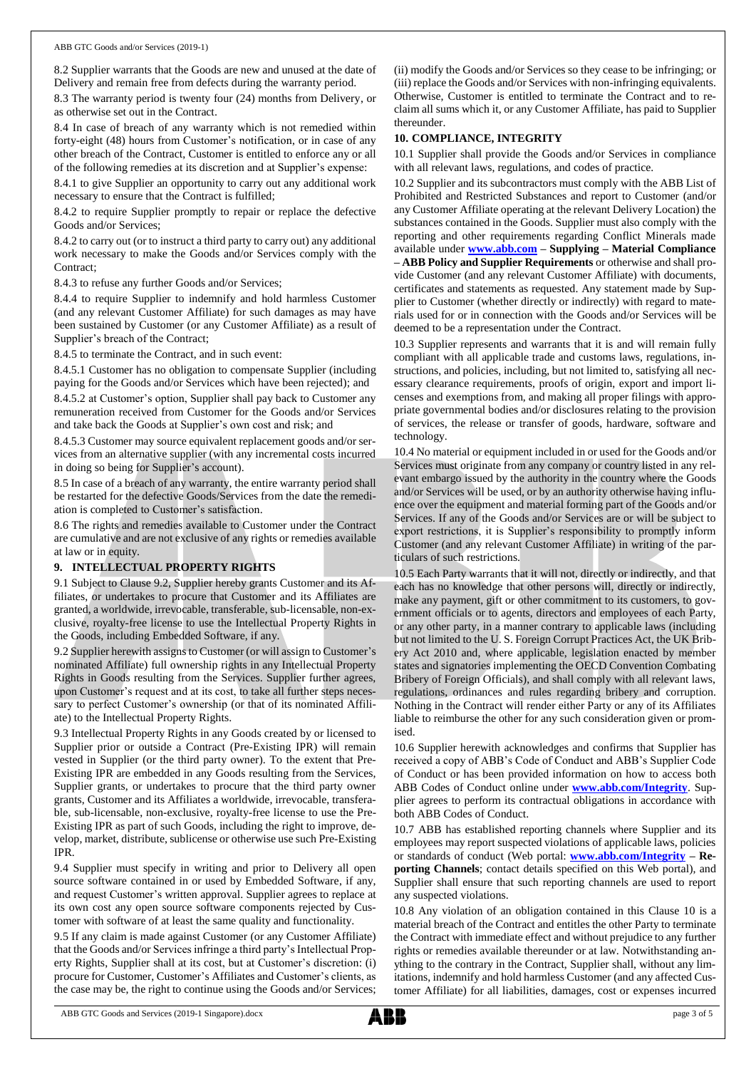8.2 Supplier warrants that the Goods are new and unused at the date of Delivery and remain free from defects during the warranty period.

8.3 The warranty period is twenty four (24) months from Delivery, or as otherwise set out in the Contract.

8.4 In case of breach of any warranty which is not remedied within forty-eight (48) hours from Customer's notification, or in case of any other breach of the Contract, Customer is entitled to enforce any or all of the following remedies at its discretion and at Supplier's expense:

8.4.1 to give Supplier an opportunity to carry out any additional work necessary to ensure that the Contract is fulfilled;

8.4.2 to require Supplier promptly to repair or replace the defective Goods and/or Services;

8.4.2 to carry out (or to instruct a third party to carry out) any additional work necessary to make the Goods and/or Services comply with the Contract;

8.4.3 to refuse any further Goods and/or Services;

8.4.4 to require Supplier to indemnify and hold harmless Customer (and any relevant Customer Affiliate) for such damages as may have been sustained by Customer (or any Customer Affiliate) as a result of Supplier's breach of the Contract;

8.4.5 to terminate the Contract, and in such event:

8.4.5.1 Customer has no obligation to compensate Supplier (including paying for the Goods and/or Services which have been rejected); and

8.4.5.2 at Customer's option, Supplier shall pay back to Customer any remuneration received from Customer for the Goods and/or Services and take back the Goods at Supplier's own cost and risk; and

8.4.5.3 Customer may source equivalent replacement goods and/or services from an alternative supplier (with any incremental costs incurred in doing so being for Supplier's account).

8.5 In case of a breach of any warranty, the entire warranty period shall be restarted for the defective Goods/Services from the date the remediation is completed to Customer's satisfaction.

8.6 The rights and remedies available to Customer under the Contract are cumulative and are not exclusive of any rights or remedies available at law or in equity.

## 9. INTELLECTUAL PROPERTY RIGHTS

9.1 Subject to Clause 9.2, Supplier hereby grants Customer and its Affiliates, or undertakes to procure that Customer and its Affiliates are granted, a worldwide, irrevocable, transferable, sub-licensable, non-exclusive, royalty-free license to use the Intellectual Property Rights in the Goods, including Embedded Software, if any.

9.2 Supplier herewith assigns to Customer (or will assign to Customer's nominated Affiliate) full ownership rights in any Intellectual Property Rights in Goods resulting from the Services. Supplier further agrees, upon Customer's request and at its cost, to take all further steps necessary to perfect Customer's ownership (or that of its nominated Affiliate) to the Intellectual Property Rights.

9.3 Intellectual Property Rights in any Goods created by or licensed to Supplier prior or outside a Contract (Pre-Existing IPR) will remain vested in Supplier (or the third party owner). To the extent that Pre-Existing IPR are embedded in any Goods resulting from the Services, Supplier grants, or undertakes to procure that the third party owner grants, Customer and its Affiliates a worldwide, irrevocable, transferable, sub-licensable, non-exclusive, royalty-free license to use the Pre-Existing IPR as part of such Goods, including the right to improve, develop, market, distribute, sublicense or otherwise use such Pre-Existing IPR.

9.4 Supplier must specify in writing and prior to Delivery all open source software contained in or used by Embedded Software, if any, and request Customer's written approval. Supplier agrees to replace at its own cost any open source software components rejected by Customer with software of at least the same quality and functionality.

9.5 If any claim is made against Customer (or any Customer Affiliate) that the Goods and/or Services infringe a third party's Intellectual Property Rights, Supplier shall at its cost, but at Customer's discretion: (i) procure for Customer, Customer's Affiliates and Customer's clients, as the case may be, the right to continue using the Goods and/or Services; (ii) modify the Goods and/or Services so they cease to be infringing; or (iii) replace the Goods and/or Services with non-infringing equivalents. Otherwise, Customer is entitled to terminate the Contract and to reclaim all sums which it, or any Customer Affiliate, has paid to Supplier thereunder.

## 10. COMPLIANCE, INTEGRITY

10.1 Supplier shall provide the Goods and/or Services in compliance with all relevant laws, regulations, and codes of practice.

10.2 Supplier and its subcontractors must comply with the ABB List of Prohibited and Restricted Substances and report to Customer (and/or any Customer Affiliate operating at the relevant Delivery Location) the substances contained in the Goods. Supplier must also comply with the reporting and other requirements regarding Conflict Minerals made available under **www.abb.com – Supplying – Material Compliance – ABB Policy and Supplier Requirements** or otherwise and shall provide Customer (and any relevant Customer Affiliate) with documents, certificates and statements as requested. Any statement made by Supplier to Customer (whether directly or indirectly) with regard to materials used for or in connection with the Goods and/or Services will be deemed to be a representation under the Contract.

10.3 Supplier represents and warrants that it is and will remain fully compliant with all applicable trade and customs laws, regulations, instructions, and policies, including, but not limited to, satisfying all necessary clearance requirements, proofs of origin, export and import licenses and exemptions from, and making all proper filings with appropriate governmental bodies and/or disclosures relating to the provision of services, the release or transfer of goods, hardware, software and technology.

10.4 No material or equipment included in or used for the Goods and/or Services must originate from any company or country listed in any relevant embargo issued by the authority in the country where the Goods and/or Services will be used, or by an authority otherwise having influence over the equipment and material forming part of the Goods and/or Services. If any of the Goods and/or Services are or will be subject to export restrictions, it is Supplier's responsibility to promptly inform Customer (and any relevant Customer Affiliate) in writing of the particulars of such restrictions.

10.5 Each Party warrants that it will not, directly or indirectly, and that each has no knowledge that other persons will, directly or indirectly, make any payment, gift or other commitment to its customers, to government officials or to agents, directors and employees of each Party, or any other party, in a manner contrary to applicable laws (including but not limited to the U. S. Foreign Corrupt Practices Act, the UK Bribery Act 2010 and, where applicable, legislation enacted by member states and signatories implementing the OECD Convention Combating Bribery of Foreign Officials), and shall comply with all relevant laws, regulations, ordinances and rules regarding bribery and corruption. Nothing in the Contract will render either Party or any of its Affiliates liable to reimburse the other for any such consideration given or promised.

10.6 Supplier herewith acknowledges and confirms that Supplier has received a copy of ABB's Code of Conduct and ABB's Supplier Code of Conduct or has been provided information on how to access both ABB Codes of Conduct online under **www.abb.com/Integrity**. Supplier agrees to perform its contractual obligations in accordance with both ABB Codes of Conduct.

10.7 ABB has established reporting channels where Supplier and its employees may report suspected violations of applicable laws, policies or standards of conduct (Web portal: **www.abb.com/Integrity – Reporting Channels**; contact details specified on this Web portal), and Supplier shall ensure that such reporting channels are used to report any suspected violations.

10.8 Any violation of an obligation contained in this Clause 10 is a material breach of the Contract and entitles the other Party to terminate the Contract with immediate effect and without prejudice to any further rights or remedies available thereunder or at law. Notwithstanding anything to the contrary in the Contract, Supplier shall, without any limitations, indemnify and hold harmless Customer (and any affected Customer Affiliate) for all liabilities, damages, cost or expenses incurred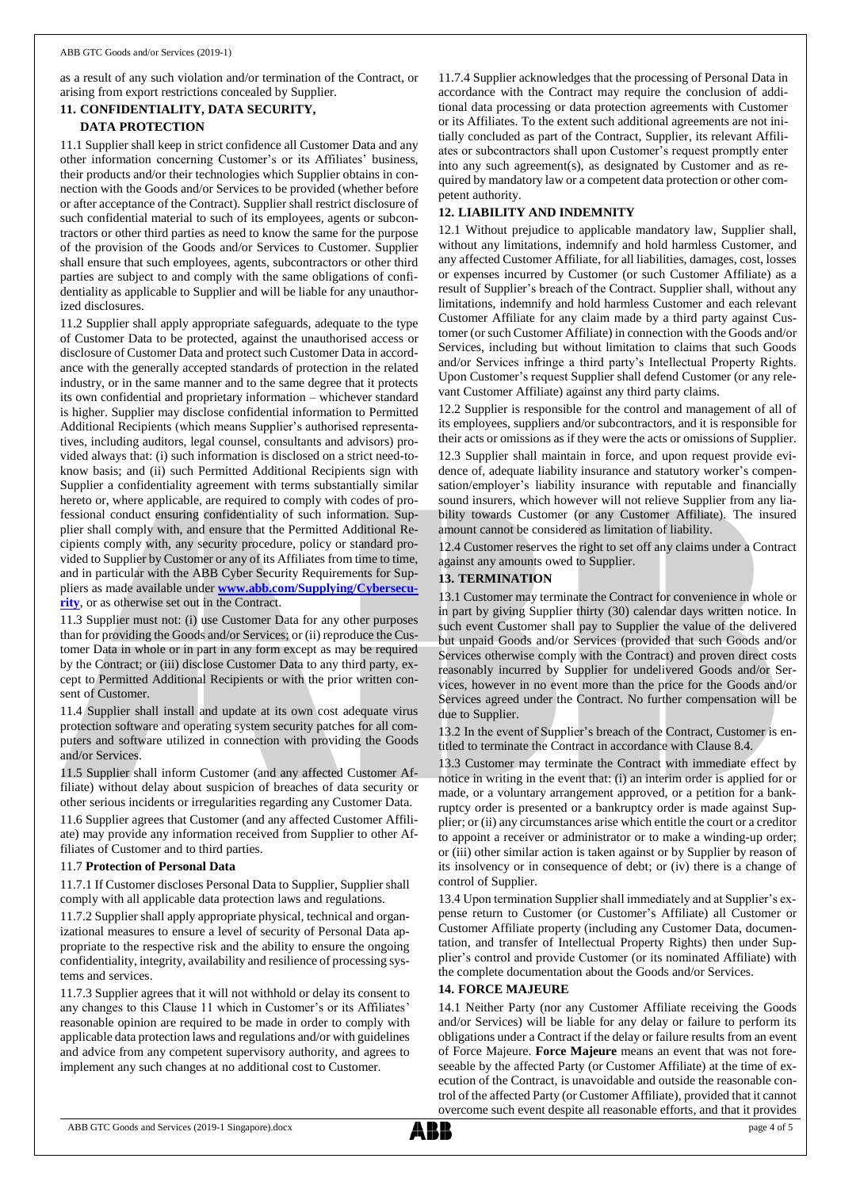as a result of any such violation and/or termination of the Contract, or arising from export restrictions concealed by Supplier.

## 11. CONFIDENTIALITY, DATA SECURITY, DATA PROTECTION

11.1 Supplier shall keep in strict confidence all Customer Data and any other information concerning Customer's or its Affiliates' business, their products and/or their technologies which Supplier obtains in connection with the Goods and/or Services to be provided (whether before or after acceptance of the Contract). Supplier shall restrict disclosure of such confidential material to such of its employees, agents or subcontractors or other third parties as need to know the same for the purpose of the provision of the Goods and/or Services to Customer. Supplier shall ensure that such employees, agents, subcontractors or other third parties are subject to and comply with the same obligations of confidentiality as applicable to Supplier and will be liable for any unauthorized disclosures.

11.2 Supplier shall apply appropriate safeguards, adequate to the type of Customer Data to be protected, against the unauthorised access or disclosure of Customer Data and protect such Customer Data in accordance with the generally accepted standards of protection in the related industry, or in the same manner and to the same degree that it protects its own confidential and proprietary information – whichever standard is higher. Supplier may disclose confidential information to Permitted Additional Recipients (which means Supplier's authorised representatives, including auditors, legal counsel, consultants and advisors) provided always that: (i) such information is disclosed on a strict need-to-know basis; and (ii) such Permitted Additional Recipients sign with Supplier a confidentiality agreement with terms substantially similar hereto or, where applicable, are required to comply with codes of professional conduct ensuring confidentiality of such information. Supplier shall comply with, and ensure that the Permitted Additional Recipients comply with, any security procedure, policy or standard provided to Supplier by Customer or any of its Affiliates from time to time, and in particular with the ABB Cyber Security Requirements for Suppliers as made available under **www.abb.com/Supplying/Cybersecurity**, or as otherwise set out in the Contract.

11.3 Supplier must not: (i) use Customer Data for any other purposes than for providing the Goods and/or Services; or (ii) reproduce the Customer Data in whole or in part in any form except as may be required by the Contract; or (iii) disclose Customer Data to any third party, except to Permitted Additional Recipients or with the prior written consent of Customer.

11.4 Supplier shall install and update at its own cost adequate virus protection software and operating system security patches for all computers and software utilized in connection with providing the Goods and/or Services.

11.5 Supplier shall inform Customer (and any affected Customer Affiliate) without delay about suspicion of breaches of data security or other serious incidents or irregularities regarding any Customer Data.

11.6 Supplier agrees that Customer (and any affected Customer Affiliate) may provide any information received from Supplier to other Affiliates of Customer and to third parties.

11.7 **Protection of Personal Data**

11.7.1 If Customer discloses Personal Data to Supplier, Supplier shall comply with all applicable data protection laws and regulations.

11.7.2 Supplier shall apply appropriate physical, technical and organizational measures to ensure a level of security of Personal Data appropriate to the respective risk and the ability to ensure the ongoing confidentiality, integrity, availability and resilience of processing systems and services.

11.7.3 Supplier agrees that it will not withhold or delay its consent to any changes to this Clause 11 which in Customer's or its Affiliates' reasonable opinion are required to be made in order to comply with applicable data protection laws and regulations and/or with guidelines and advice from any competent supervisory authority, and agrees to implement any such changes at no additional cost to Customer.

11.7.4 Supplier acknowledges that the processing of Personal Data in accordance with the Contract may require the conclusion of additional data processing or data protection agreements with Customer or its Affiliates. To the extent such additional agreements are not initially concluded as part of the Contract, Supplier, its relevant Affiliates or subcontractors shall upon Customer's request promptly enter into any such agreement(s), as designated by Customer and as required by mandatory law or a competent data protection or other competent authority.

## 12. LIABILITY AND INDEMNITY

12.1 Without prejudice to applicable mandatory law, Supplier shall, without any limitations, indemnify and hold harmless Customer, and any affected Customer Affiliate, for all liabilities, damages, cost, losses or expenses incurred by Customer (or such Customer Affiliate) as a result of Supplier's breach of the Contract. Supplier shall, without any limitations, indemnify and hold harmless Customer and each relevant Customer Affiliate for any claim made by a third party against Customer (or such Customer Affiliate) in connection with the Goods and/or Services, including but without limitation to claims that such Goods and/or Services infringe a third party's Intellectual Property Rights. Upon Customer's request Supplier shall defend Customer (or any relevant Customer Affiliate) against any third party claims.

12.2 Supplier is responsible for the control and management of all of its employees, suppliers and/or subcontractors, and it is responsible for their acts or omissions as if they were the acts or omissions of Supplier.

12.3 Supplier shall maintain in force, and upon request provide evidence of, adequate liability insurance and statutory worker's compensation/employer's liability insurance with reputable and financially sound insurers, which however will not relieve Supplier from any liability towards Customer (or any Customer Affiliate). The insured amount cannot be considered as limitation of liability.

12.4 Customer reserves the right to set off any claims under a Contract against any amounts owed to Supplier.

## 13. TERMINATION

13.1 Customer may terminate the Contract for convenience in whole or in part by giving Supplier thirty (30) calendar days written notice. In such event Customer shall pay to Supplier the value of the delivered but unpaid Goods and/or Services (provided that such Goods and/or Services otherwise comply with the Contract) and proven direct costs reasonably incurred by Supplier for undelivered Goods and/or Services, however in no event more than the price for the Goods and/or Services agreed under the Contract. No further compensation will be due to Supplier.

13.2 In the event of Supplier's breach of the Contract, Customer is entitled to terminate the Contract in accordance with Clause 8.4.

13.3 Customer may terminate the Contract with immediate effect by notice in writing in the event that: (i) an interim order is applied for or made, or a voluntary arrangement approved, or a petition for a bankruptcy order is presented or a bankruptcy order is made against Supplier; or (ii) any circumstances arise which entitle the court or a creditor to appoint a receiver or administrator or to make a winding-up order; or (iii) other similar action is taken against or by Supplier by reason of its insolvency or in consequence of debt; or (iv) there is a change of control of Supplier.

13.4 Upon termination Supplier shall immediately and at Supplier's expense return to Customer (or Customer's Affiliate) all Customer or Customer Affiliate property (including any Customer Data, documentation, and transfer of Intellectual Property Rights) then under Supplier's control and provide Customer (or its nominated Affiliate) with the complete documentation about the Goods and/or Services.

## 14. FORCE MAJEURE

14.1 Neither Party (nor any Customer Affiliate receiving the Goods and/or Services) will be liable for any delay or failure to perform its obligations under a Contract if the delay or failure results from an event of Force Majeure. **Force Majeure** means an event that was not foreseeable by the affected Party (or Customer Affiliate) at the time of execution of the Contract, is unavoidable and outside the reasonable control of the affected Party (or Customer Affiliate), provided that it cannot overcome such event despite all reasonable efforts, and that it provides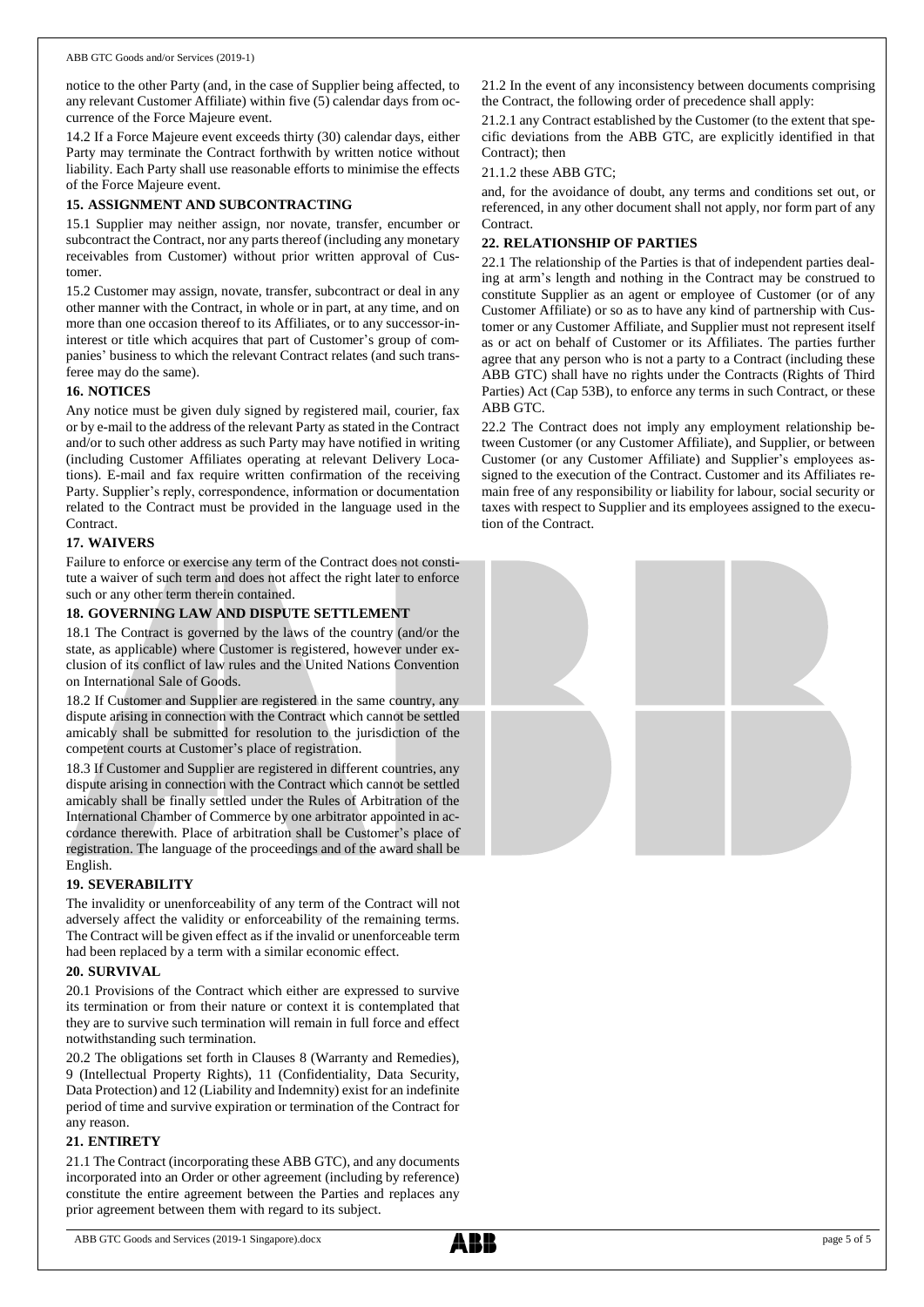notice to the other Party (and, in the case of Supplier being affected, to any relevant Customer Affiliate) within five (5) calendar days from occurrence of the Force Majeure event.

14.2 If a Force Majeure event exceeds thirty (30) calendar days, either Party may terminate the Contract forthwith by written notice without liability. Each Party shall use reasonable efforts to minimise the effects of the Force Majeure event.

## 15. ASSIGNMENT AND SUBCONTRACTING

15.1 Supplier may neither assign, nor novate, transfer, encumber or subcontract the Contract, nor any parts thereof (including any monetary receivables from Customer) without prior written approval of Customer.

15.2 Customer may assign, novate, transfer, subcontract or deal in any other manner with the Contract, in whole or in part, at any time, and on more than one occasion thereof to its Affiliates, or to any successor-in-interest or title which acquires that part of Customer's group of companies' business to which the relevant Contract relates (and such transferee may do the same).

## 16. NOTICES

Any notice must be given duly signed by registered mail, courier, fax or by e-mail to the address of the relevant Party as stated in the Contract and/or to such other address as such Party may have notified in writing (including Customer Affiliates operating at relevant Delivery Locations). E-mail and fax require written confirmation of the receiving Party. Supplier's reply, correspondence, information or documentation related to the Contract must be provided in the language used in the Contract.

## 17. WAIVERS

Failure to enforce or exercise any term of the Contract does not constitute a waiver of such term and does not affect the right later to enforce such or any other term therein contained.

## 18. GOVERNING LAW AND DISPUTE SETTLEMENT

18.1 The Contract is governed by the laws of the country (and/or the state, as applicable) where Customer is registered, however under exclusion of its conflict of law rules and the United Nations Convention on International Sale of Goods.

18.2 If Customer and Supplier are registered in the same country, any dispute arising in connection with the Contract which cannot be settled amicably shall be submitted for resolution to the jurisdiction of the competent courts at Customer's place of registration.

18.3 If Customer and Supplier are registered in different countries, any dispute arising in connection with the Contract which cannot be settled amicably shall be finally settled under the Rules of Arbitration of the International Chamber of Commerce by one arbitrator appointed in accordance therewith. Place of arbitration shall be Customer's place of registration. The language of the proceedings and of the award shall be English.

## 19. SEVERABILITY

The invalidity or unenforceability of any term of the Contract will not adversely affect the validity or enforceability of the remaining terms. The Contract will be given effect as if the invalid or unenforceable term had been replaced by a term with a similar economic effect.

## 20. SURVIVAL

20.1 Provisions of the Contract which either are expressed to survive its termination or from their nature or context it is contemplated that they are to survive such termination will remain in full force and effect notwithstanding such termination.

20.2 The obligations set forth in Clauses 8 (Warranty and Remedies), 9 (Intellectual Property Rights), 11 (Confidentiality, Data Security, Data Protection) and 12 (Liability and Indemnity) exist for an indefinite period of time and survive expiration or termination of the Contract for any reason.

## 21. ENTIRETY

21.1 The Contract (incorporating these ABB GTC), and any documents incorporated into an Order or other agreement (including by reference) constitute the entire agreement between the Parties and replaces any prior agreement between them with regard to its subject.

21.2 In the event of any inconsistency between documents comprising the Contract, the following order of precedence shall apply:

21.2.1 any Contract established by the Customer (to the extent that specific deviations from the ABB GTC, are explicitly identified in that Contract); then

21.1.2 these ABB GTC;

and, for the avoidance of doubt, any terms and conditions set out, or referenced, in any other document shall not apply, nor form part of any Contract.

## 22. RELATIONSHIP OF PARTIES

22.1 The relationship of the Parties is that of independent parties dealing at arm's length and nothing in the Contract may be construed to constitute Supplier as an agent or employee of Customer (or of any Customer Affiliate) or so as to have any kind of partnership with Customer or any Customer Affiliate, and Supplier must not represent itself as or act on behalf of Customer or its Affiliates. The parties further agree that any person who is not a party to a Contract (including these ABB GTC) shall have no rights under the Contracts (Rights of Third Parties) Act (Cap 53B), to enforce any terms in such Contract, or these ABB GTC.

22.2 The Contract does not imply any employment relationship between Customer (or any Customer Affiliate), and Supplier, or between Customer (or any Customer Affiliate) and Supplier's employees assigned to the execution of the Contract. Customer and its Affiliates remain free of any responsibility or liability for labour, social security or taxes with respect to Supplier and its employees assigned to the execution of the Contract.